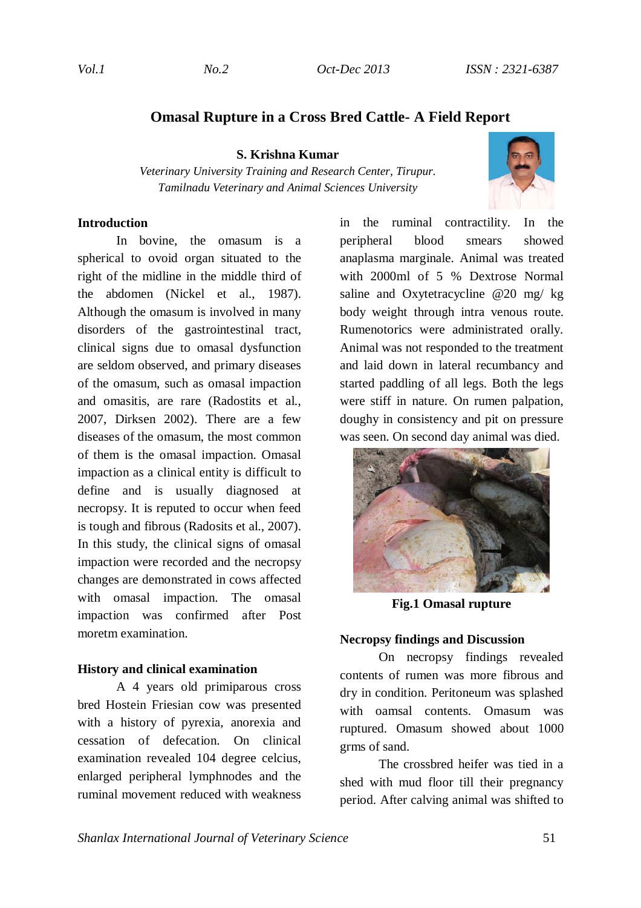# Omasal Rupture in a Cross Bred Cattle- A Field Report

**S. Krishna Kumar**

*Veterinary University Training and Research Center, Tirupur.*
*Tamilnadu Veterinary and Animal Sciences University*

## Introduction

In bovine, the omasum is a spherical to ovoid organ situated to the right of the midline in the middle third of the abdomen (Nickel et al., 1987). Although the omasum is involved in many disorders of the gastrointestinal tract, clinical signs due to omasal dysfunction are seldom observed, and primary diseases of the omasum, such as omasal impaction and omasitis, are rare (Radostits et al., 2007, Dirksen 2002). There are a few diseases of the omasum, the most common of them is the omasal impaction. Omasal impaction as a clinical entity is difficult to define and is usually diagnosed at necropsy. It is reputed to occur when feed is tough and fibrous (Radosits et al., 2007). In this study, the clinical signs of omasal impaction were recorded and the necropsy changes are demonstrated in cows affected with omasal impaction. The omasal impaction was confirmed after Post moretm examination.

## History and clinical examination

A 4 years old primiparous cross bred Hostein Friesian cow was presented with a history of pyrexia, anorexia and cessation of defecation. On clinical examination revealed 104 degree celcius, enlarged peripheral lymphnodes and the ruminal movement reduced with weakness in the ruminal contractility. In the peripheral blood smears showed anaplasma marginale. Animal was treated with 2000ml of 5 % Dextrose Normal saline and Oxytetracycline @20 mg/ kg body weight through intra venous route. Rumenotorics were administrated orally. Animal was not responded to the treatment and laid down in lateral recumbancy and started paddling of all legs. Both the legs were stiff in nature. On rumen palpation, doughy in consistency and pit on pressure was seen. On second day animal was died.

**Fig.1 Omasal rupture**

## Necropsy findings and Discussion

On necropsy findings revealed contents of rumen was more fibrous and dry in condition. Peritoneum was splashed with oamsal contents. Omasum was ruptured. Omasum showed about 1000 grms of sand.

The crossbred heifer was tied in a shed with mud floor till their pregnancy period. After calving animal was shifted to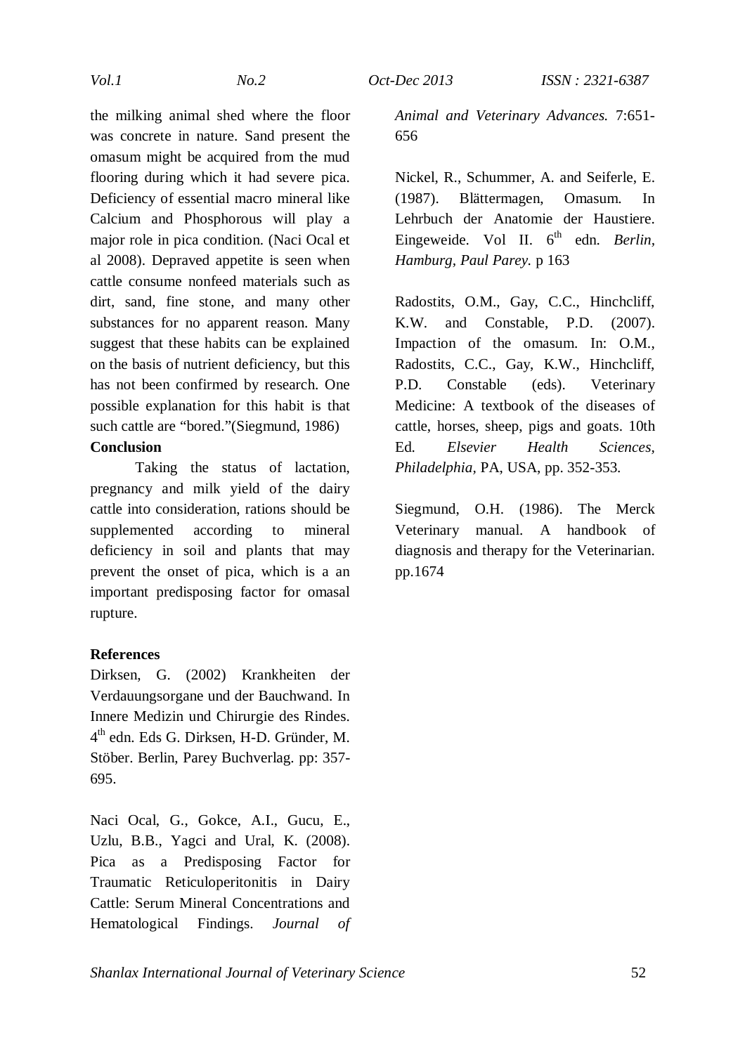the milking animal shed where the floor was concrete in nature. Sand present the omasum might be acquired from the mud flooring during which it had severe pica. Deficiency of essential macro mineral like Calcium and Phosphorous will play a major role in pica condition. (Naci Ocal et al 2008). Depraved appetite is seen when cattle consume nonfeed materials such as dirt, sand, fine stone, and many other substances for no apparent reason. Many suggest that these habits can be explained on the basis of nutrient deficiency, but this has not been confirmed by research. One possible explanation for this habit is that such cattle are "bored."(Siegmund, 1986)

**Conclusion**

Taking the status of lactation, pregnancy and milk yield of the dairy cattle into consideration, rations should be supplemented according to mineral deficiency in soil and plants that may prevent the onset of pica, which is a an important predisposing factor for omasal rupture.

**References**

Dirksen, G. (2002) Krankheiten der Verdauungsorgane und der Bauchwand. In Innere Medizin und Chirurgie des Rindes. 4th edn. Eds G. Dirksen, H-D. Gründer, M. Stöber. Berlin, Parey Buchverlag. pp: 357-695.

Naci Ocal, G., Gokce, A.I., Gucu, E., Uzlu, B.B., Yagci and Ural, K. (2008). Pica as a Predisposing Factor for Traumatic Reticuloperitonitis in Dairy Cattle: Serum Mineral Concentrations and Hematological Findings. *Journal of Animal and Veterinary Advances.* 7:651-656

Nickel, R., Schummer, A. and Seiferle, E. (1987). Blättermagen, Omasum. In Lehrbuch der Anatomie der Haustiere. Eingeweide. Vol II. 6th edn. *Berlin, Hamburg, Paul Parey.* p 163

Radostits, O.M., Gay, C.C., Hinchcliff, K.W. and Constable, P.D. (2007). Impaction of the omasum. In: O.M., Radostits, C.C., Gay, K.W., Hinchcliff, P.D. Constable (eds). Veterinary Medicine: A textbook of the diseases of cattle, horses, sheep, pigs and goats. 10th Ed. *Elsevier Health Sciences, Philadelphia*, PA, USA, pp. 352-353.

Siegmund, O.H. (1986). The Merck Veterinary manual. A handbook of diagnosis and therapy for the Veterinarian. pp.1674